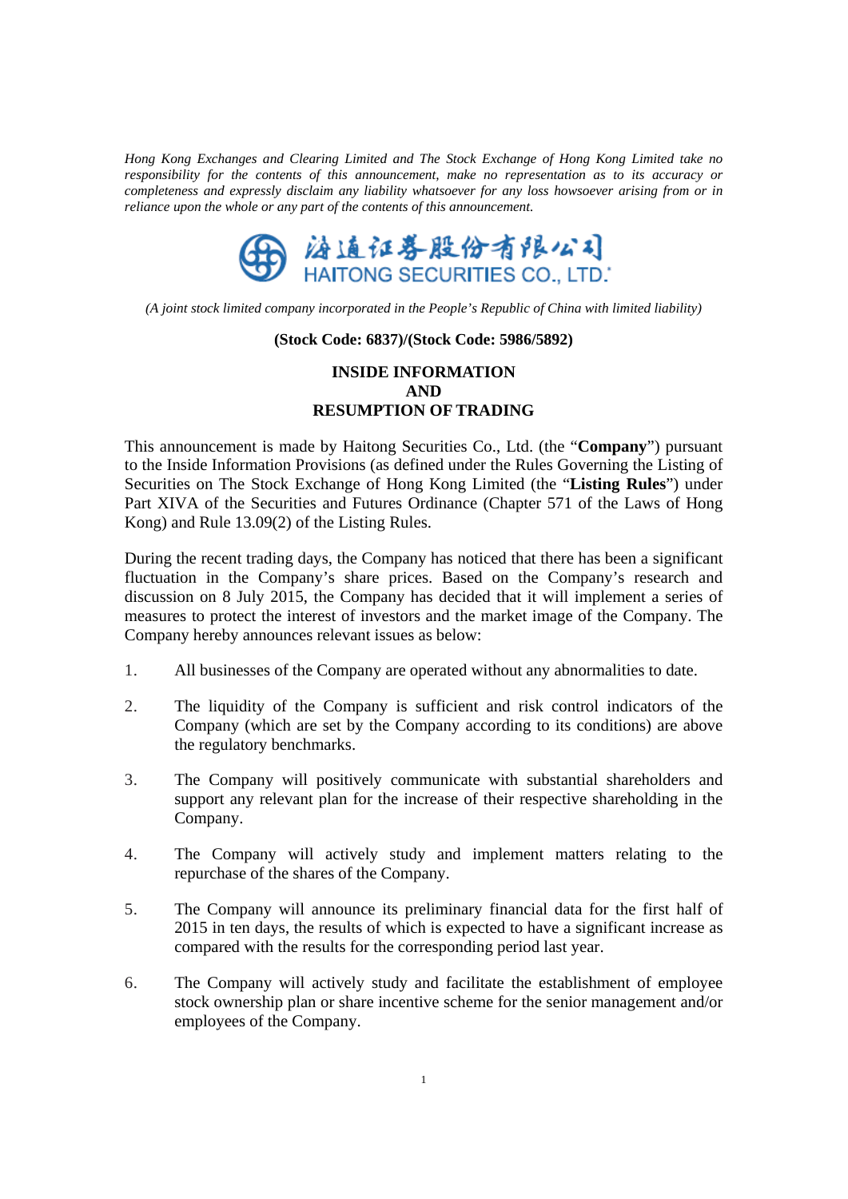*Hong Kong Exchanges and Clearing Limited and The Stock Exchange of Hong Kong Limited take no responsibility for the contents of this announcement, make no representation as to its accuracy or completeness and expressly disclaim any liability whatsoever for any loss howsoever arising from or in reliance upon the whole or any part of the contents of this announcement.*

海通证券股份有限公司
HAITONG SECURITIES CO., LTD.*

*(A joint stock limited company incorporated in the People's Republic of China with limited liability)*

**(Stock Code: 6837)/(Stock Code: 5986/5892)**

# INSIDE INFORMATION AND RESUMPTION OF TRADING

This announcement is made by Haitong Securities Co., Ltd. (the "**Company**") pursuant to the Inside Information Provisions (as defined under the Rules Governing the Listing of Securities on The Stock Exchange of Hong Kong Limited (the "**Listing Rules**") under Part XIVA of the Securities and Futures Ordinance (Chapter 571 of the Laws of Hong Kong) and Rule 13.09(2) of the Listing Rules.

During the recent trading days, the Company has noticed that there has been a significant fluctuation in the Company's share prices. Based on the Company's research and discussion on 8 July 2015, the Company has decided that it will implement a series of measures to protect the interest of investors and the market image of the Company. The Company hereby announces relevant issues as below:

1. All businesses of the Company are operated without any abnormalities to date.

2. The liquidity of the Company is sufficient and risk control indicators of the Company (which are set by the Company according to its conditions) are above the regulatory benchmarks.

3. The Company will positively communicate with substantial shareholders and support any relevant plan for the increase of their respective shareholding in the Company.

4. The Company will actively study and implement matters relating to the repurchase of the shares of the Company.

5. The Company will announce its preliminary financial data for the first half of 2015 in ten days, the results of which is expected to have a significant increase as compared with the results for the corresponding period last year.

6. The Company will actively study and facilitate the establishment of employee stock ownership plan or share incentive scheme for the senior management and/or employees of the Company.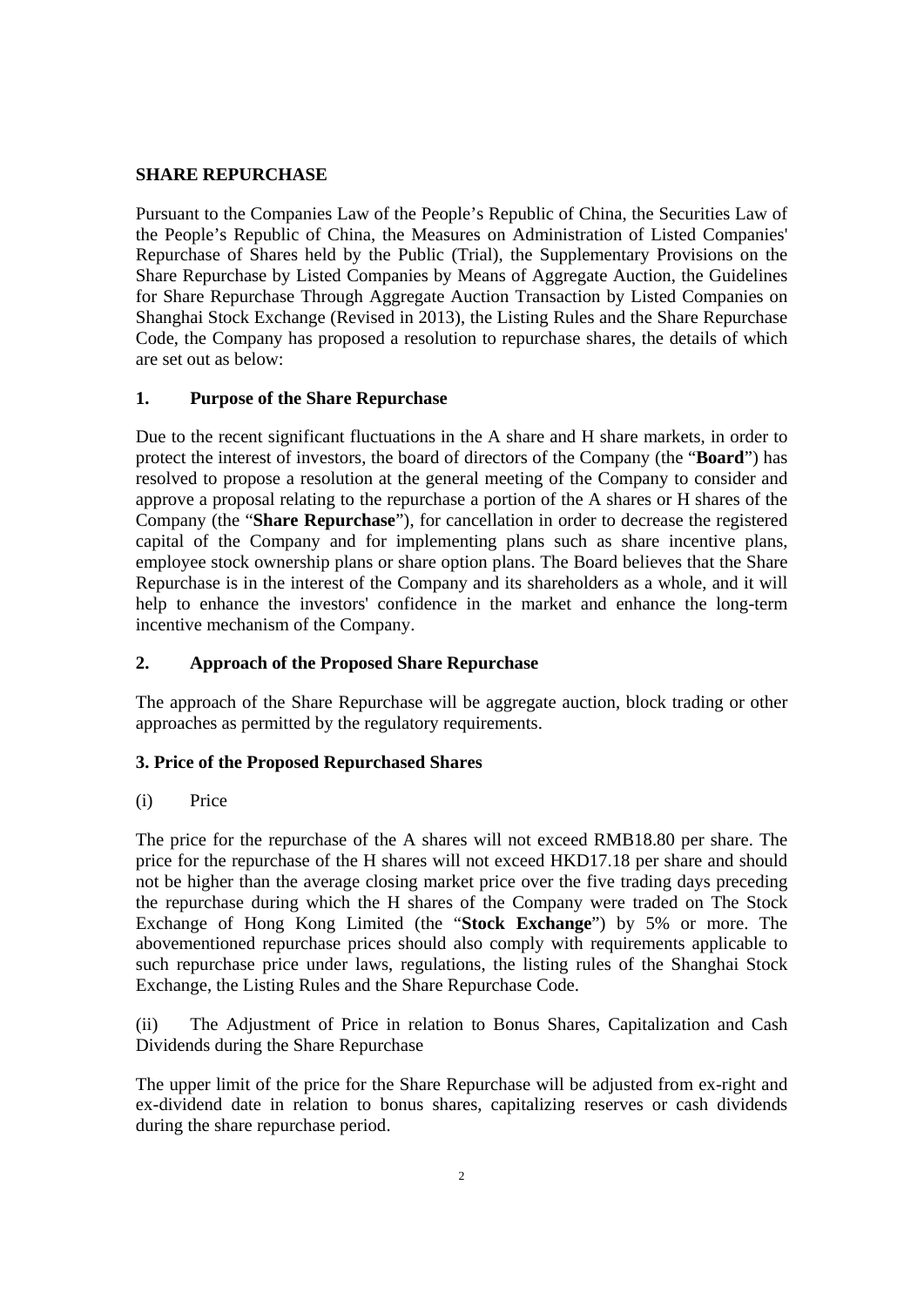## SHARE REPURCHASE

Pursuant to the Companies Law of the People's Republic of China, the Securities Law of the People's Republic of China, the Measures on Administration of Listed Companies' Repurchase of Shares held by the Public (Trial), the Supplementary Provisions on the Share Repurchase by Listed Companies by Means of Aggregate Auction, the Guidelines for Share Repurchase Through Aggregate Auction Transaction by Listed Companies on Shanghai Stock Exchange (Revised in 2013), the Listing Rules and the Share Repurchase Code, the Company has proposed a resolution to repurchase shares, the details of which are set out as below:

### 1. Purpose of the Share Repurchase

Due to the recent significant fluctuations in the A share and H share markets, in order to protect the interest of investors, the board of directors of the Company (the "**Board**") has resolved to propose a resolution at the general meeting of the Company to consider and approve a proposal relating to the repurchase a portion of the A shares or H shares of the Company (the "**Share Repurchase**"), for cancellation in order to decrease the registered capital of the Company and for implementing plans such as share incentive plans, employee stock ownership plans or share option plans. The Board believes that the Share Repurchase is in the interest of the Company and its shareholders as a whole, and it will help to enhance the investors' confidence in the market and enhance the long-term incentive mechanism of the Company.

### 2. Approach of the Proposed Share Repurchase

The approach of the Share Repurchase will be aggregate auction, block trading or other approaches as permitted by the regulatory requirements.

### 3. Price of the Proposed Repurchased Shares

(i) Price

The price for the repurchase of the A shares will not exceed RMB18.80 per share. The price for the repurchase of the H shares will not exceed HKD17.18 per share and should not be higher than the average closing market price over the five trading days preceding the repurchase during which the H shares of the Company were traded on The Stock Exchange of Hong Kong Limited (the "**Stock Exchange**") by 5% or more. The abovementioned repurchase prices should also comply with requirements applicable to such repurchase price under laws, regulations, the listing rules of the Shanghai Stock Exchange, the Listing Rules and the Share Repurchase Code.

(ii) The Adjustment of Price in relation to Bonus Shares, Capitalization and Cash Dividends during the Share Repurchase

The upper limit of the price for the Share Repurchase will be adjusted from ex-right and ex-dividend date in relation to bonus shares, capitalizing reserves or cash dividends during the share repurchase period.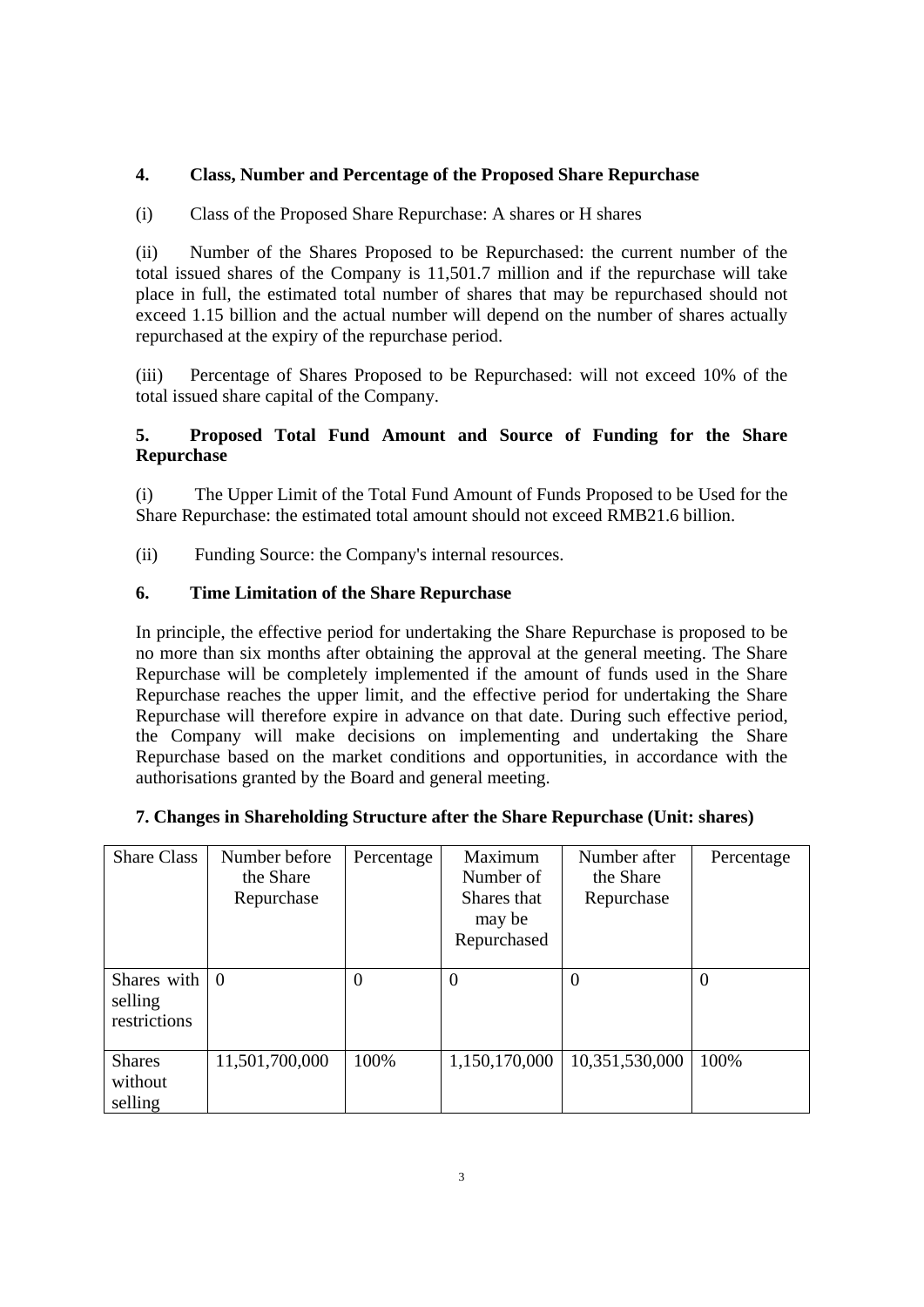## 4. Class, Number and Percentage of the Proposed Share Repurchase

(i) Class of the Proposed Share Repurchase: A shares or H shares

(ii) Number of the Shares Proposed to be Repurchased: the current number of the total issued shares of the Company is 11,501.7 million and if the repurchase will take place in full, the estimated total number of shares that may be repurchased should not exceed 1.15 billion and the actual number will depend on the number of shares actually repurchased at the expiry of the repurchase period.

(iii) Percentage of Shares Proposed to be Repurchased: will not exceed 10% of the total issued share capital of the Company.

## 5. Proposed Total Fund Amount and Source of Funding for the Share Repurchase

(i) The Upper Limit of the Total Fund Amount of Funds Proposed to be Used for the Share Repurchase: the estimated total amount should not exceed RMB21.6 billion.

(ii) Funding Source: the Company's internal resources.

## 6. Time Limitation of the Share Repurchase

In principle, the effective period for undertaking the Share Repurchase is proposed to be no more than six months after obtaining the approval at the general meeting. The Share Repurchase will be completely implemented if the amount of funds used in the Share Repurchase reaches the upper limit, and the effective period for undertaking the Share Repurchase will therefore expire in advance on that date. During such effective period, the Company will make decisions on implementing and undertaking the Share Repurchase based on the market conditions and opportunities, in accordance with the authorisations granted by the Board and general meeting.

## 7. Changes in Shareholding Structure after the Share Repurchase (Unit: shares)

| Share Class | Number before the Share Repurchase | Percentage | Maximum Number of Shares that may be Repurchased | Number after the Share Repurchase | Percentage |
|---|---|---|---|---|---|
| Shares with selling restrictions | 0 | 0 | 0 | 0 | 0 |
| Shares without selling | 11,501,700,000 | 100% | 1,150,170,000 | 10,351,530,000 | 100% |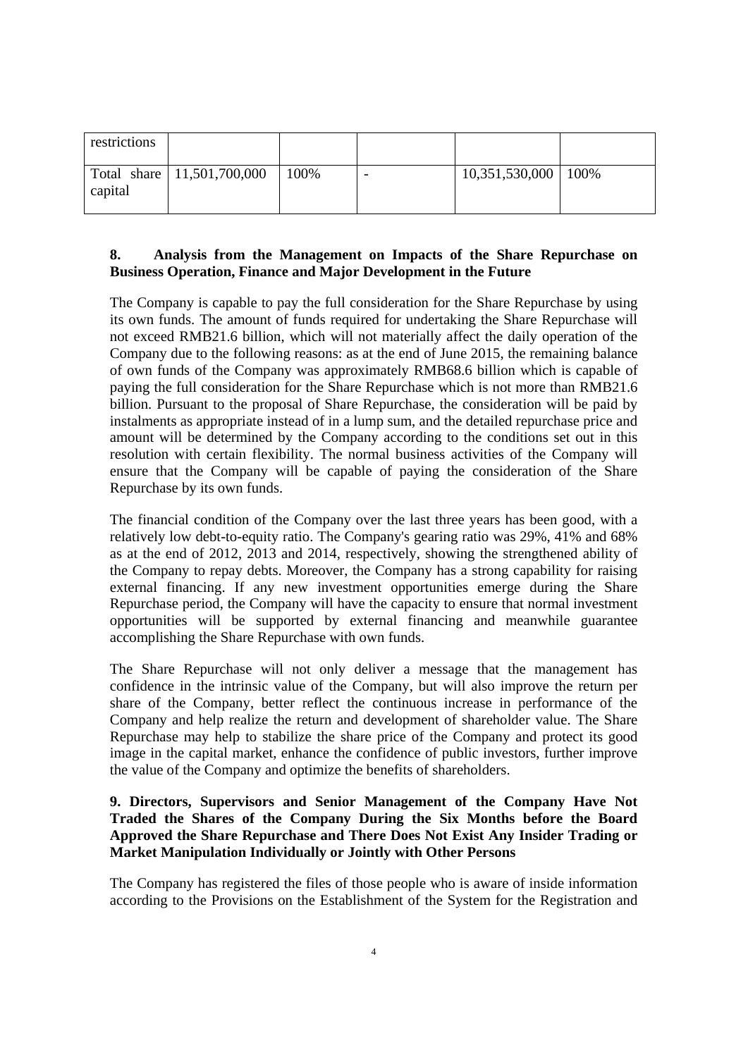| restrictions | | | | | |
|---|---|---|---|---|---|
| Total share capital | 11,501,700,000 | 100% | - | 10,351,530,000 | 100% |

**8. Analysis from the Management on Impacts of the Share Repurchase on Business Operation, Finance and Major Development in the Future**

The Company is capable to pay the full consideration for the Share Repurchase by using its own funds. The amount of funds required for undertaking the Share Repurchase will not exceed RMB21.6 billion, which will not materially affect the daily operation of the Company due to the following reasons: as at the end of June 2015, the remaining balance of own funds of the Company was approximately RMB68.6 billion which is capable of paying the full consideration for the Share Repurchase which is not more than RMB21.6 billion. Pursuant to the proposal of Share Repurchase, the consideration will be paid by instalments as appropriate instead of in a lump sum, and the detailed repurchase price and amount will be determined by the Company according to the conditions set out in this resolution with certain flexibility. The normal business activities of the Company will ensure that the Company will be capable of paying the consideration of the Share Repurchase by its own funds.

The financial condition of the Company over the last three years has been good, with a relatively low debt-to-equity ratio. The Company's gearing ratio was 29%, 41% and 68% as at the end of 2012, 2013 and 2014, respectively, showing the strengthened ability of the Company to repay debts. Moreover, the Company has a strong capability for raising external financing. If any new investment opportunities emerge during the Share Repurchase period, the Company will have the capacity to ensure that normal investment opportunities will be supported by external financing and meanwhile guarantee accomplishing the Share Repurchase with own funds.

The Share Repurchase will not only deliver a message that the management has confidence in the intrinsic value of the Company, but will also improve the return per share of the Company, better reflect the continuous increase in performance of the Company and help realize the return and development of shareholder value. The Share Repurchase may help to stabilize the share price of the Company and protect its good image in the capital market, enhance the confidence of public investors, further improve the value of the Company and optimize the benefits of shareholders.

**9. Directors, Supervisors and Senior Management of the Company Have Not Traded the Shares of the Company During the Six Months before the Board Approved the Share Repurchase and There Does Not Exist Any Insider Trading or Market Manipulation Individually or Jointly with Other Persons**

The Company has registered the files of those people who is aware of inside information according to the Provisions on the Establishment of the System for the Registration and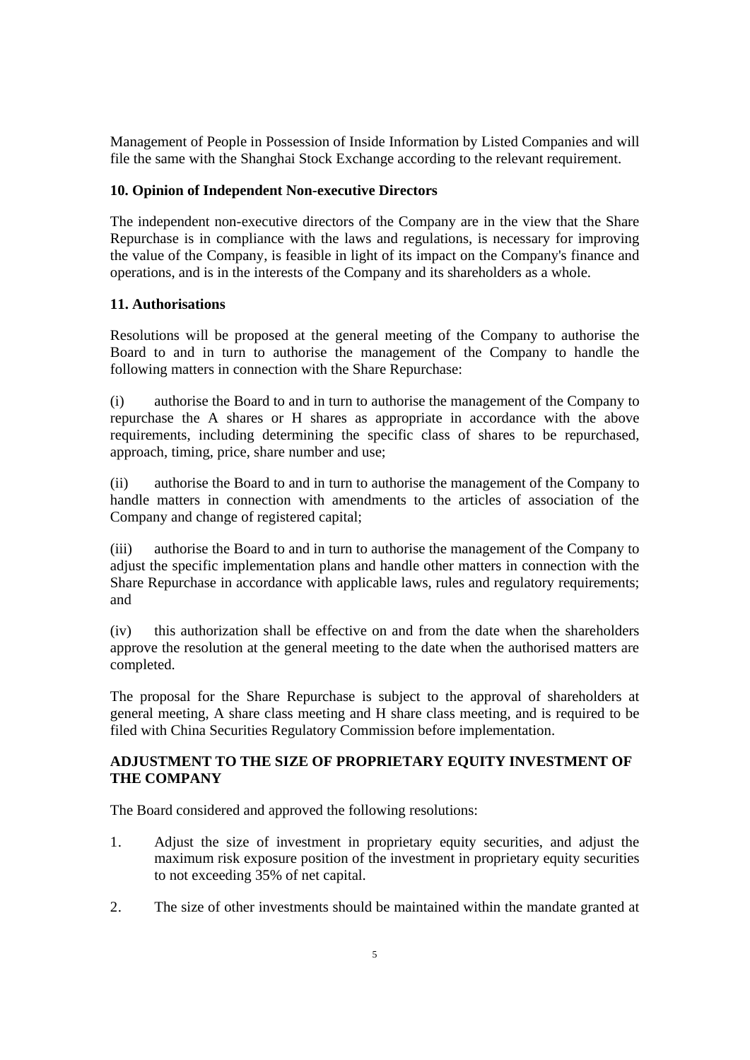Management of People in Possession of Inside Information by Listed Companies and will file the same with the Shanghai Stock Exchange according to the relevant requirement.

**10. Opinion of Independent Non-executive Directors**

The independent non-executive directors of the Company are in the view that the Share Repurchase is in compliance with the laws and regulations, is necessary for improving the value of the Company, is feasible in light of its impact on the Company's finance and operations, and is in the interests of the Company and its shareholders as a whole.

**11. Authorisations**

Resolutions will be proposed at the general meeting of the Company to authorise the Board to and in turn to authorise the management of the Company to handle the following matters in connection with the Share Repurchase:

(i) authorise the Board to and in turn to authorise the management of the Company to repurchase the A shares or H shares as appropriate in accordance with the above requirements, including determining the specific class of shares to be repurchased, approach, timing, price, share number and use;

(ii) authorise the Board to and in turn to authorise the management of the Company to handle matters in connection with amendments to the articles of association of the Company and change of registered capital;

(iii) authorise the Board to and in turn to authorise the management of the Company to adjust the specific implementation plans and handle other matters in connection with the Share Repurchase in accordance with applicable laws, rules and regulatory requirements; and

(iv) this authorization shall be effective on and from the date when the shareholders approve the resolution at the general meeting to the date when the authorised matters are completed.

The proposal for the Share Repurchase is subject to the approval of shareholders at general meeting, A share class meeting and H share class meeting, and is required to be filed with China Securities Regulatory Commission before implementation.

**ADJUSTMENT TO THE SIZE OF PROPRIETARY EQUITY INVESTMENT OF THE COMPANY**

The Board considered and approved the following resolutions:

1. Adjust the size of investment in proprietary equity securities, and adjust the maximum risk exposure position of the investment in proprietary equity securities to not exceeding 35% of net capital.

2. The size of other investments should be maintained within the mandate granted at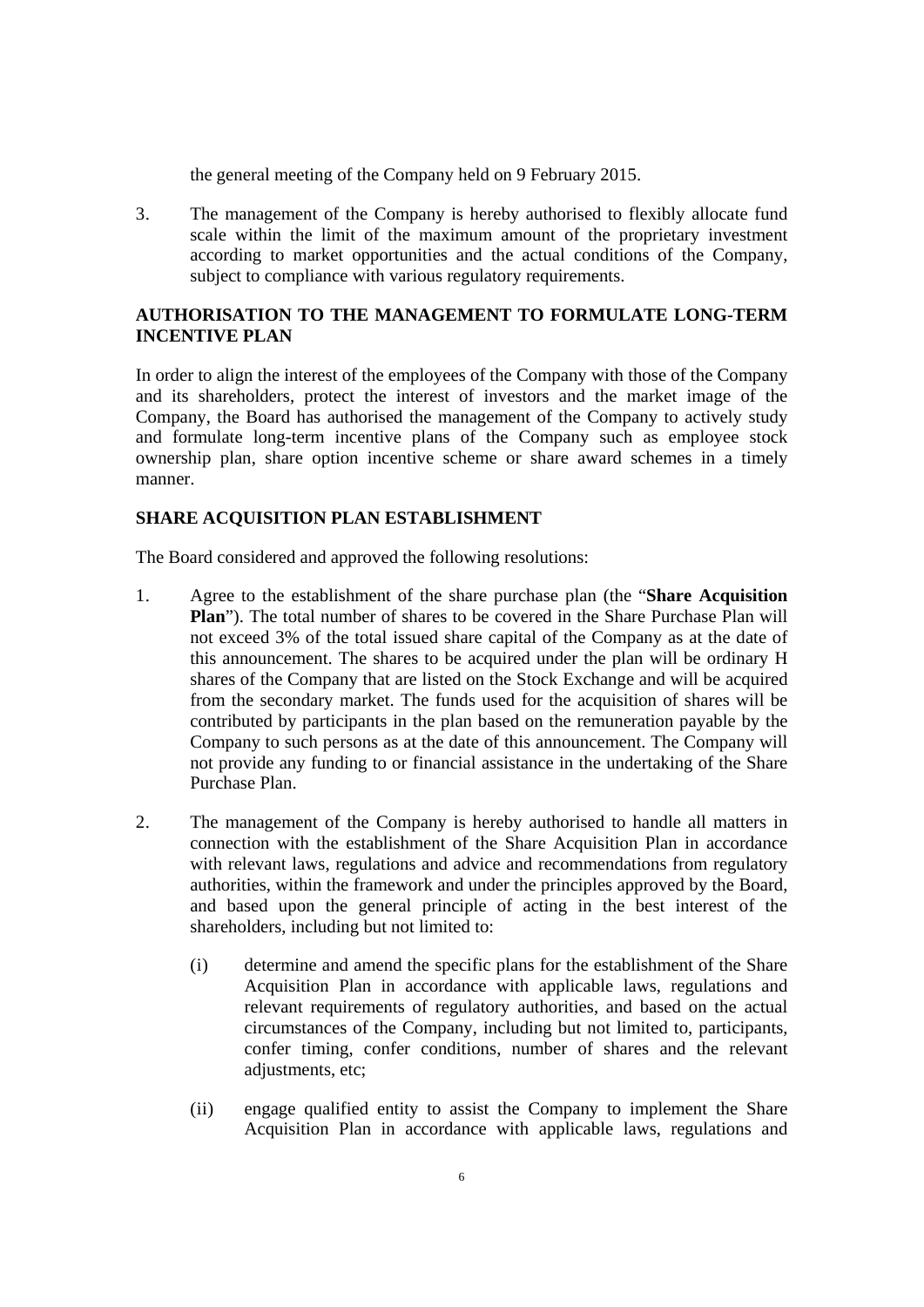the general meeting of the Company held on 9 February 2015.

3. The management of the Company is hereby authorised to flexibly allocate fund scale within the limit of the maximum amount of the proprietary investment according to market opportunities and the actual conditions of the Company, subject to compliance with various regulatory requirements.

## AUTHORISATION TO THE MANAGEMENT TO FORMULATE LONG-TERM INCENTIVE PLAN

In order to align the interest of the employees of the Company with those of the Company and its shareholders, protect the interest of investors and the market image of the Company, the Board has authorised the management of the Company to actively study and formulate long-term incentive plans of the Company such as employee stock ownership plan, share option incentive scheme or share award schemes in a timely manner.

## SHARE ACQUISITION PLAN ESTABLISHMENT

The Board considered and approved the following resolutions:

1. Agree to the establishment of the share purchase plan (the "**Share Acquisition Plan**"). The total number of shares to be covered in the Share Purchase Plan will not exceed 3% of the total issued share capital of the Company as at the date of this announcement. The shares to be acquired under the plan will be ordinary H shares of the Company that are listed on the Stock Exchange and will be acquired from the secondary market. The funds used for the acquisition of shares will be contributed by participants in the plan based on the remuneration payable by the Company to such persons as at the date of this announcement. The Company will not provide any funding to or financial assistance in the undertaking of the Share Purchase Plan.

2. The management of the Company is hereby authorised to handle all matters in connection with the establishment of the Share Acquisition Plan in accordance with relevant laws, regulations and advice and recommendations from regulatory authorities, within the framework and under the principles approved by the Board, and based upon the general principle of acting in the best interest of the shareholders, including but not limited to:

   (i) determine and amend the specific plans for the establishment of the Share Acquisition Plan in accordance with applicable laws, regulations and relevant requirements of regulatory authorities, and based on the actual circumstances of the Company, including but not limited to, participants, confer timing, confer conditions, number of shares and the relevant adjustments, etc;

   (ii) engage qualified entity to assist the Company to implement the Share Acquisition Plan in accordance with applicable laws, regulations and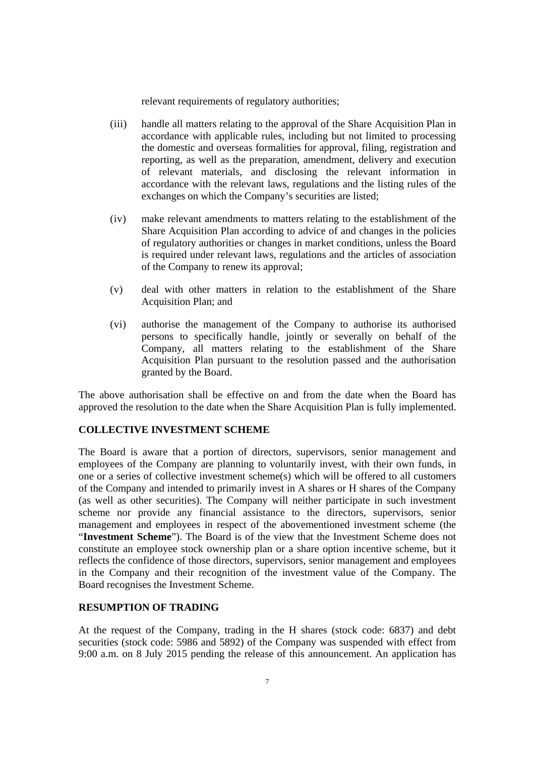relevant requirements of regulatory authorities;

(iii) handle all matters relating to the approval of the Share Acquisition Plan in accordance with applicable rules, including but not limited to processing the domestic and overseas formalities for approval, filing, registration and reporting, as well as the preparation, amendment, delivery and execution of relevant materials, and disclosing the relevant information in accordance with the relevant laws, regulations and the listing rules of the exchanges on which the Company's securities are listed;

(iv) make relevant amendments to matters relating to the establishment of the Share Acquisition Plan according to advice of and changes in the policies of regulatory authorities or changes in market conditions, unless the Board is required under relevant laws, regulations and the articles of association of the Company to renew its approval;

(v) deal with other matters in relation to the establishment of the Share Acquisition Plan; and

(vi) authorise the management of the Company to authorise its authorised persons to specifically handle, jointly or severally on behalf of the Company, all matters relating to the establishment of the Share Acquisition Plan pursuant to the resolution passed and the authorisation granted by the Board.

The above authorisation shall be effective on and from the date when the Board has approved the resolution to the date when the Share Acquisition Plan is fully implemented.

## COLLECTIVE INVESTMENT SCHEME

The Board is aware that a portion of directors, supervisors, senior management and employees of the Company are planning to voluntarily invest, with their own funds, in one or a series of collective investment scheme(s) which will be offered to all customers of the Company and intended to primarily invest in A shares or H shares of the Company (as well as other securities). The Company will neither participate in such investment scheme nor provide any financial assistance to the directors, supervisors, senior management and employees in respect of the abovementioned investment scheme (the "**Investment Scheme**"). The Board is of the view that the Investment Scheme does not constitute an employee stock ownership plan or a share option incentive scheme, but it reflects the confidence of those directors, supervisors, senior management and employees in the Company and their recognition of the investment value of the Company. The Board recognises the Investment Scheme.

## RESUMPTION OF TRADING

At the request of the Company, trading in the H shares (stock code: 6837) and debt securities (stock code: 5986 and 5892) of the Company was suspended with effect from 9:00 a.m. on 8 July 2015 pending the release of this announcement. An application has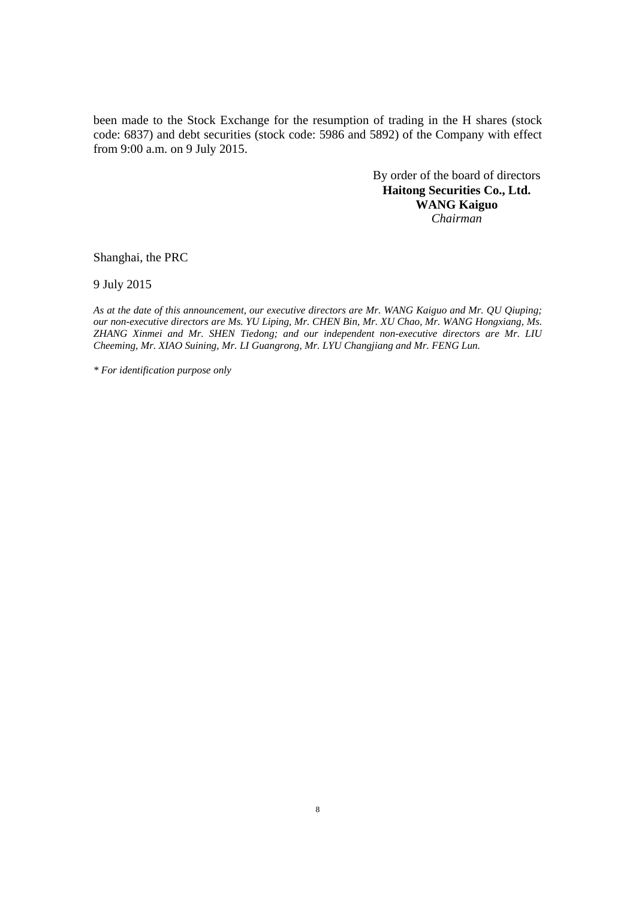been made to the Stock Exchange for the resumption of trading in the H shares (stock code: 6837) and debt securities (stock code: 5986 and 5892) of the Company with effect from 9:00 a.m. on 9 July 2015.

By order of the board of directors
**Haitong Securities Co., Ltd.**
**WANG Kaiguo**
*Chairman*

Shanghai, the PRC

9 July 2015

*As at the date of this announcement, our executive directors are Mr. WANG Kaiguo and Mr. QU Qiuping; our non-executive directors are Ms. YU Liping, Mr. CHEN Bin, Mr. XU Chao, Mr. WANG Hongxiang, Ms. ZHANG Xinmei and Mr. SHEN Tiedong; and our independent non-executive directors are Mr. LIU Cheeming, Mr. XIAO Suining, Mr. LI Guangrong, Mr. LYU Changjiang and Mr. FENG Lun.*

*\* For identification purpose only*